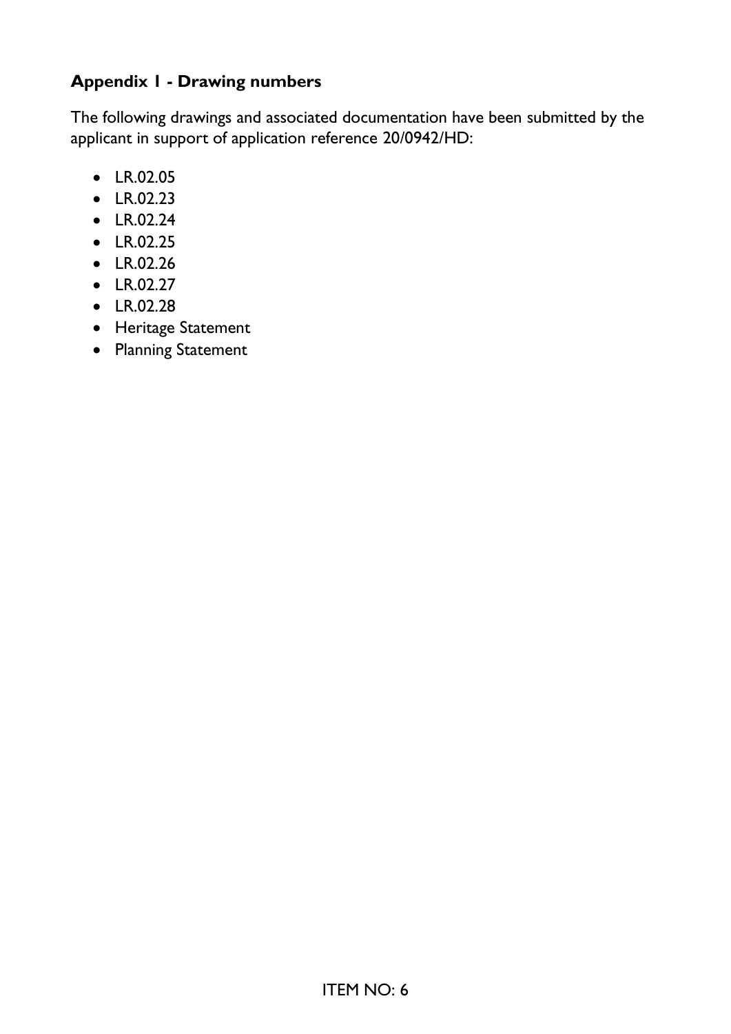**Appendix 1 - Drawing numbers**

The following drawings and associated documentation have been submitted by the applicant in support of application reference 20/0942/HD:

- LR.02.05
- LR.02.23
- LR.02.24
- LR.02.25
- LR.02.26
- LR.02.27
- LR.02.28
- Heritage Statement
- Planning Statement

ITEM NO: 6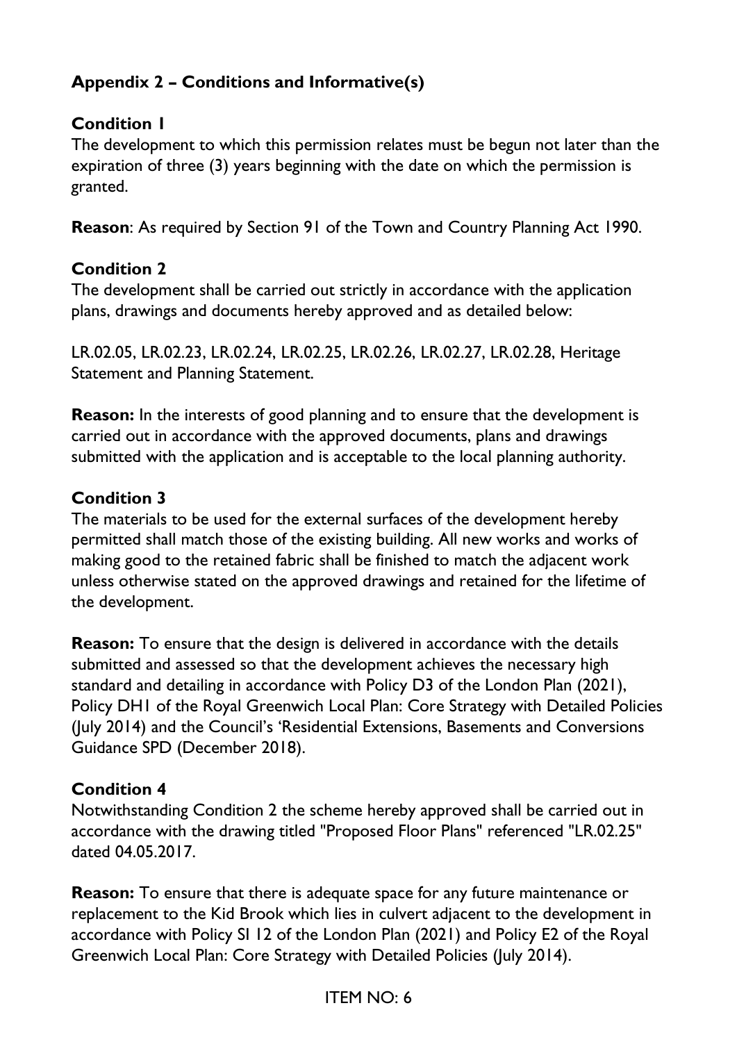## Appendix 2 – Conditions and Informative(s)

### Condition 1

The development to which this permission relates must be begun not later than the expiration of three (3) years beginning with the date on which the permission is granted.

**Reason**: As required by Section 91 of the Town and Country Planning Act 1990.

### Condition 2

The development shall be carried out strictly in accordance with the application plans, drawings and documents hereby approved and as detailed below:

LR.02.05, LR.02.23, LR.02.24, LR.02.25, LR.02.26, LR.02.27, LR.02.28, Heritage Statement and Planning Statement.

**Reason:** In the interests of good planning and to ensure that the development is carried out in accordance with the approved documents, plans and drawings submitted with the application and is acceptable to the local planning authority.

### Condition 3

The materials to be used for the external surfaces of the development hereby permitted shall match those of the existing building. All new works and works of making good to the retained fabric shall be finished to match the adjacent work unless otherwise stated on the approved drawings and retained for the lifetime of the development.

**Reason:** To ensure that the design is delivered in accordance with the details submitted and assessed so that the development achieves the necessary high standard and detailing in accordance with Policy D3 of the London Plan (2021), Policy DH1 of the Royal Greenwich Local Plan: Core Strategy with Detailed Policies (July 2014) and the Council's 'Residential Extensions, Basements and Conversions Guidance SPD (December 2018).

### Condition 4

Notwithstanding Condition 2 the scheme hereby approved shall be carried out in accordance with the drawing titled "Proposed Floor Plans" referenced "LR.02.25" dated 04.05.2017.

**Reason:** To ensure that there is adequate space for any future maintenance or replacement to the Kid Brook which lies in culvert adjacent to the development in accordance with Policy SI 12 of the London Plan (2021) and Policy E2 of the Royal Greenwich Local Plan: Core Strategy with Detailed Policies (July 2014).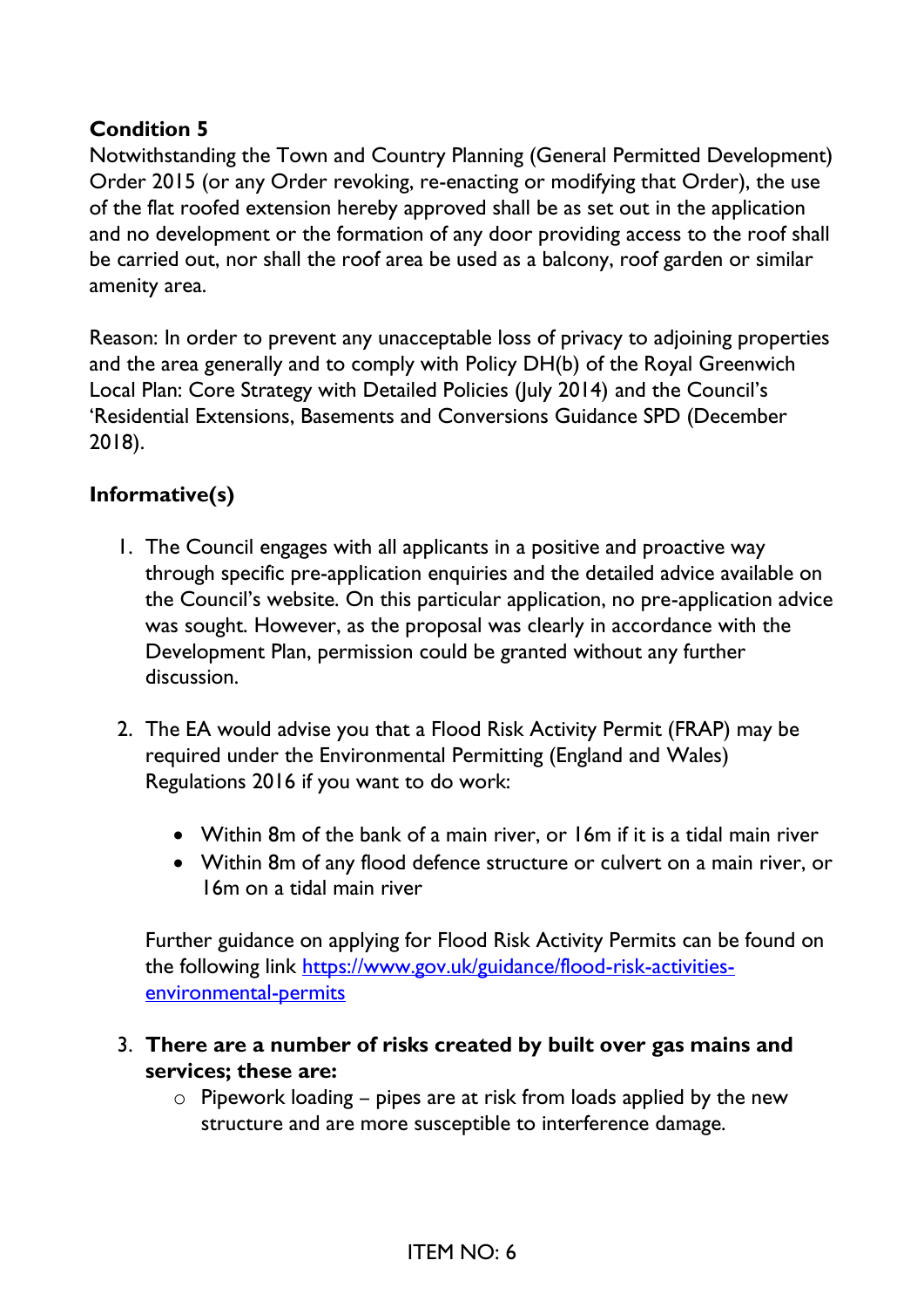**Condition 5**

Notwithstanding the Town and Country Planning (General Permitted Development) Order 2015 (or any Order revoking, re-enacting or modifying that Order), the use of the flat roofed extension hereby approved shall be as set out in the application and no development or the formation of any door providing access to the roof shall be carried out, nor shall the roof area be used as a balcony, roof garden or similar amenity area.

Reason: In order to prevent any unacceptable loss of privacy to adjoining properties and the area generally and to comply with Policy DH(b) of the Royal Greenwich Local Plan: Core Strategy with Detailed Policies (July 2014) and the Council's 'Residential Extensions, Basements and Conversions Guidance SPD (December 2018).

**Informative(s)**

1. The Council engages with all applicants in a positive and proactive way through specific pre-application enquiries and the detailed advice available on the Council's website. On this particular application, no pre-application advice was sought. However, as the proposal was clearly in accordance with the Development Plan, permission could be granted without any further discussion.

2. The EA would advise you that a Flood Risk Activity Permit (FRAP) may be required under the Environmental Permitting (England and Wales) Regulations 2016 if you want to do work:

    - Within 8m of the bank of a main river, or 16m if it is a tidal main river
    - Within 8m of any flood defence structure or culvert on a main river, or 16m on a tidal main river

    Further guidance on applying for Flood Risk Activity Permits can be found on the following link [https://www.gov.uk/guidance/flood-risk-activities-environmental-permits](https://www.gov.uk/guidance/flood-risk-activities-environmental-permits)

3. **There are a number of risks created by built over gas mains and services; these are:**
    - Pipework loading – pipes are at risk from loads applied by the new structure and are more susceptible to interference damage.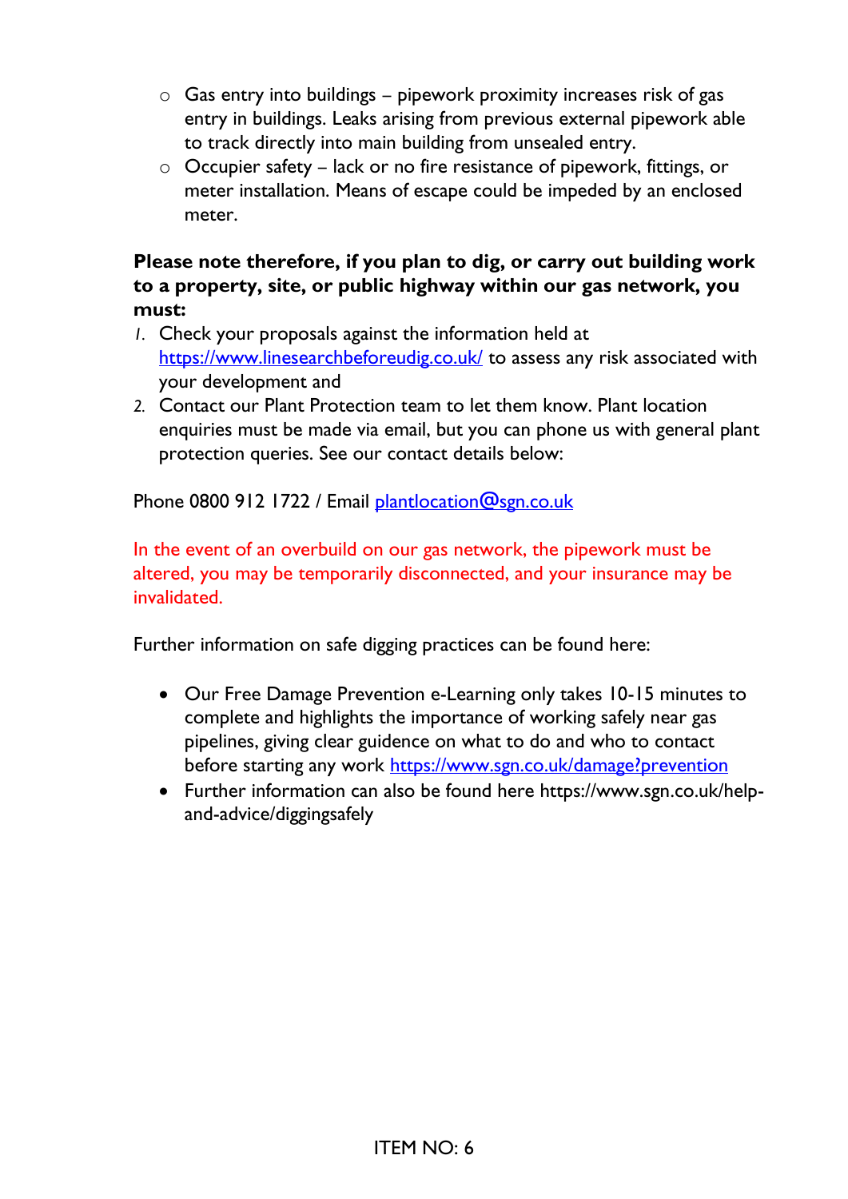- Gas entry into buildings – pipework proximity increases risk of gas entry in buildings. Leaks arising from previous external pipework able to track directly into main building from unsealed entry.
- Occupier safety – lack or no fire resistance of pipework, fittings, or meter installation. Means of escape could be impeded by an enclosed meter.

**Please note therefore, if you plan to dig, or carry out building work to a property, site, or public highway within our gas network, you must:**

1. Check your proposals against the information held at https://www.linesearchbeforeudig.co.uk/ to assess any risk associated with your development and
2. Contact our Plant Protection team to let them know. Plant location enquiries must be made via email, but you can phone us with general plant protection queries. See our contact details below:

Phone 0800 912 1722 / Email plantlocation@sgn.co.uk

In the event of an overbuild on our gas network, the pipework must be altered, you may be temporarily disconnected, and your insurance may be invalidated.

Further information on safe digging practices can be found here:

- Our Free Damage Prevention e-Learning only takes 10-15 minutes to complete and highlights the importance of working safely near gas pipelines, giving clear guidence on what to do and who to contact before starting any work https://www.sgn.co.uk/damage?prevention
- Further information can also be found here https://www.sgn.co.uk/help-and-advice/diggingsafely

ITEM NO: 6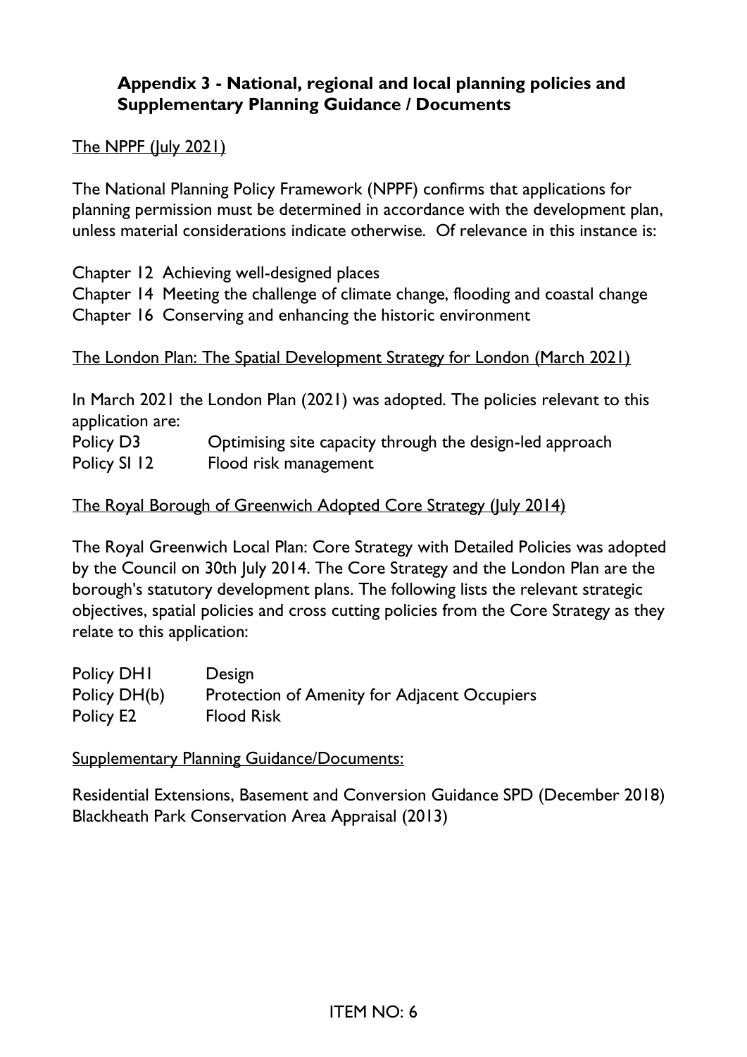## Appendix 3 - National, regional and local planning policies and Supplementary Planning Guidance / Documents

The NPPF (July 2021)

The National Planning Policy Framework (NPPF) confirms that applications for planning permission must be determined in accordance with the development plan, unless material considerations indicate otherwise. Of relevance in this instance is:

Chapter 12 Achieving well-designed places
Chapter 14 Meeting the challenge of climate change, flooding and coastal change
Chapter 16 Conserving and enhancing the historic environment

The London Plan: The Spatial Development Strategy for London (March 2021)

In March 2021 the London Plan (2021) was adopted. The policies relevant to this application are:

| | |
|---|---|
| Policy D3 | Optimising site capacity through the design-led approach |
| Policy SI 12 | Flood risk management |

The Royal Borough of Greenwich Adopted Core Strategy (July 2014)

The Royal Greenwich Local Plan: Core Strategy with Detailed Policies was adopted by the Council on 30th July 2014. The Core Strategy and the London Plan are the borough's statutory development plans. The following lists the relevant strategic objectives, spatial policies and cross cutting policies from the Core Strategy as they relate to this application:

| | |
|---|---|
| Policy DH1 | Design |
| Policy DH(b) | Protection of Amenity for Adjacent Occupiers |
| Policy E2 | Flood Risk |

Supplementary Planning Guidance/Documents:

Residential Extensions, Basement and Conversion Guidance SPD (December 2018)
Blackheath Park Conservation Area Appraisal (2013)

ITEM NO: 6